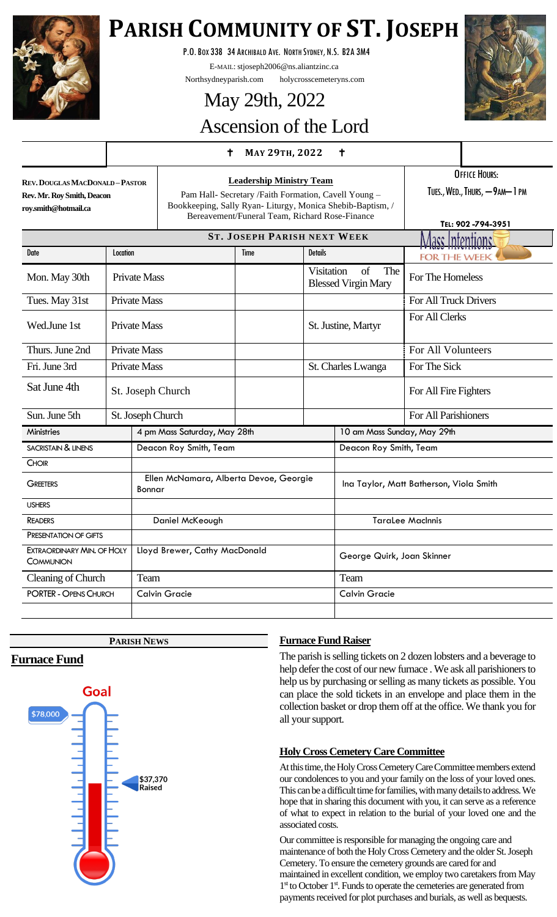# PARISH COMMUNITY OF ST. JOSEPH

P.O. Box 338 34 Archibald Ave. North Sydney, N.S. B2A 3M4

E-MAIL: stjoseph2006@ns.aliantzinc.ca

Northsydneyparish.com holycrosscemeteryns.com

## May 29th, 2022

## Ascension of the Lord

✝ MAY 29TH, 2022 ✝

**REV. DOUGLAS MACDONALD – PASTOR**
**Rev. Mr. Roy Smith, Deacon**
**roy.smith@hotmail.ca**

**Leadership Ministry Team**

Pam Hall- Secretary /Faith Formation, Cavell Young – Bookkeeping, Sally Ryan- Liturgy, Monica Shebib-Baptism, / Bereavement/Funeral Team, Richard Rose-Finance

OFFICE HOURS:
TUES., WED., THURS, — 9AM— 1 PM

TEL: 902 -794-3951

**ST. JOSEPH PARISH NEXT WEEK**

| Date | Location | Time | Details | Mass Intentions FOR THE WEEK |
|---|---|---|---|---|
| Mon. May 30th | Private Mass | | Visitation of The Blessed Virgin Mary | For The Homeless |
| Tues. May 31st | Private Mass | | | For All Truck Drivers |
| Wed.June 1st | Private Mass | | St. Justine, Martyr | For All Clerks |
| Thurs. June 2nd | Private Mass | | | For All Volunteers |
| Fri. June 3rd | Private Mass | | St. Charles Lwanga | For The Sick |
| Sat June 4th | St. Joseph Church | | | For All Fire Fighters |
| Sun. June 5th | St. Joseph Church | | | For All Parishioners |

| Ministries | 4 pm Mass Saturday, May 28th | 10 am Mass Sunday, May 29th |
|---|---|---|
| SACRISTAIN & LINENS | Deacon Roy Smith, Team | Deacon Roy Smith, Team |
| CHOIR | | |
| GREETERS | Ellen McNamara, Alberta Devoe, Georgie Bonnar | Ina Taylor, Matt Batherson, Viola Smith |
| USHERS | | |
| READERS | Daniel McKeough | TaraLee MacInnis |
| PRESENTATION OF GIFTS | | |
| EXTRAORDINARY MIN. OF HOLY COMMUNION | Lloyd Brewer, Cathy MacDonald | George Quirk, Joan Skinner |
| Cleaning of Church | Team | Team |
| PORTER - OPENS CHURCH | Calvin Gracie | Calvin Gracie |

**PARISH NEWS**

## Furnace Fund

Goal: $78,000

$37,370 Raised

### Furnace Fund Raiser

The parish is selling tickets on 2 dozen lobsters and a beverage to help defer the cost of our new furnace . We ask all parishioners to help us by purchasing or selling as many tickets as possible. You can place the sold tickets in an envelope and place them in the collection basket or drop them off at the office. We thank you for all your support.

### Holy Cross Cemetery Care Committee

At this time, the Holy Cross Cemetery Care Committee members extend our condolences to you and your family on the loss of your loved ones. This can be a difficult time for families, with many details to address. We hope that in sharing this document with you, it can serve as a reference of what to expect in relation to the burial of your loved one and the associated costs.

Our committee is responsible for managing the ongoing care and maintenance of both the Holy Cross Cemetery and the older St. Joseph Cemetery. To ensure the cemetery grounds are cared for and maintained in excellent condition, we employ two caretakers from May 1st to October 1st. Funds to operate the cemeteries are generated from payments received for plot purchases and burials, as well as bequests.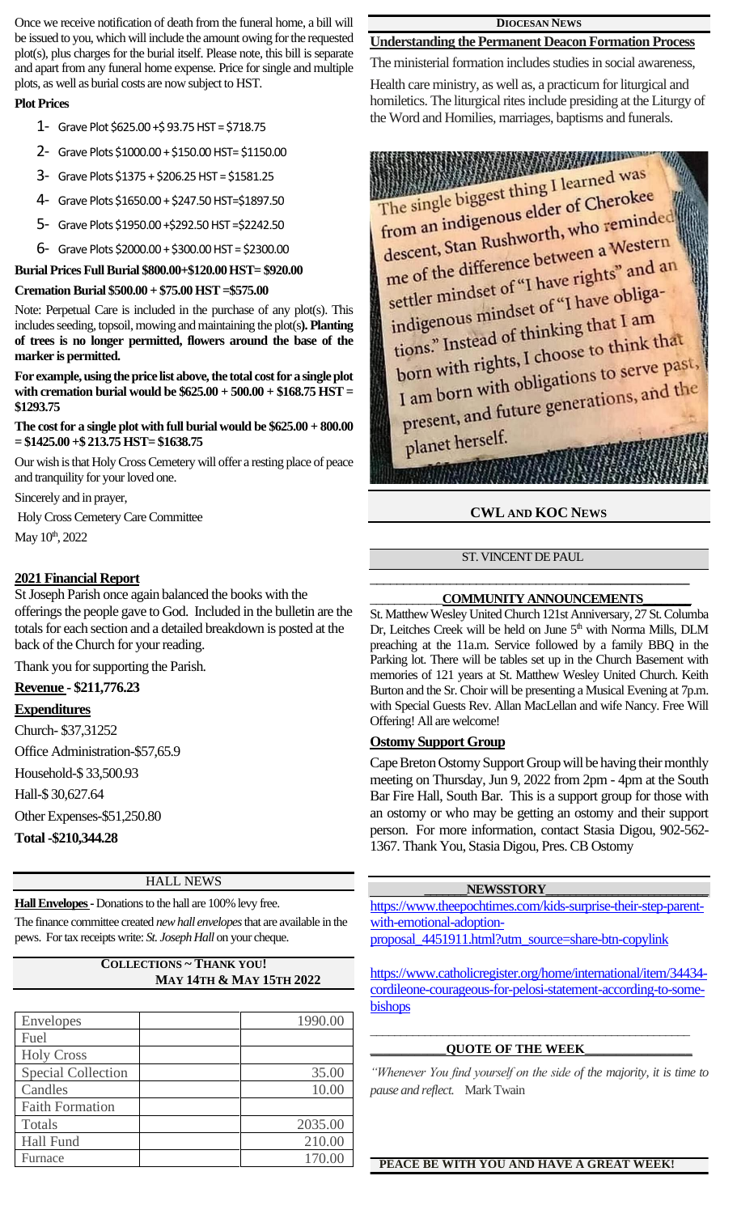Once we receive notification of death from the funeral home, a bill will be issued to you, which will include the amount owing for the requested plot(s), plus charges for the burial itself. Please note, this bill is separate and apart from any funeral home expense. Price for single and multiple plots, as well as burial costs are now subject to HST.

**Plot Prices**

1- Grave Plot $625.00 +$ 93.75 HST = $718.75
2- Grave Plots $1000.00 + $150.00 HST= $1150.00
3- Grave Plots $1375 + $206.25 HST = $1581.25
4- Grave Plots $1650.00 + $247.50 HST=$1897.50
5- Grave Plots $1950.00 +$292.50 HST =$2242.50
6- Grave Plots $2000.00 + $300.00 HST = $2300.00

**Burial Prices Full Burial $800.00+$120.00 HST= $920.00**

**Cremation Burial $500.00 + $75.00 HST =$575.00**

Note: Perpetual Care is included in the purchase of any plot(s). This includes seeding, topsoil, mowing and maintaining the plot(s**). Planting of trees is no longer permitted, flowers around the base of the marker is permitted.**

**For example, using the price list above, the total cost for a single plot with cremation burial would be $625.00 + 500.00 + $168.75 HST = $1293.75**

**The cost for a single plot with full burial would be $625.00 + 800.00 = $1425.00 +$ 213.75 HST= $1638.75**

Our wish is that Holy Cross Cemetery will offer a resting place of peace and tranquility for your loved one.

Sincerely and in prayer,

Holy Cross Cemetery Care Committee

May 10th, 2022

## 2021 Financial Report

St Joseph Parish once again balanced the books with the offerings the people gave to God. Included in the bulletin are the totals for each section and a detailed breakdown is posted at the back of the Church for your reading.

Thank you for supporting the Parish.

**Revenue - $211,776.23**

**Expenditures**

Church- $37,31252

Office Administration-$57,65.9

Household-$ 33,500.93

Hall-$ 30,627.64

Other Expenses-$51,250.80

**Total -$210,344.28**

## HALL NEWS

**Hall Envelopes** - Donations to the hall are 100% levy free.

The finance committee created *new hall envelopes* that are available in the pews. For tax receipts write: *St. Joseph Hall* on your cheque.

## COLLECTIONS ~ THANK YOU! MAY 14TH & MAY 15TH 2022

| | | |
|---|---|---|
| Envelopes | | 1990.00 |
| Fuel | | |
| Holy Cross | | |
| Special Collection | | 35.00 |
| Candles | | 10.00 |
| Faith Formation | | |
| Totals | | 2035.00 |
| Hall Fund | | 210.00 |
| Furnace | | 170.00 |

## DIOCESAN NEWS

**Understanding the Permanent Deacon Formation Process**

The ministerial formation includes studies in social awareness,

Health care ministry, as well as, a practicum for liturgical and homiletics. The liturgical rites include presiding at the Liturgy of the Word and Homilies, marriages, baptisms and funerals.

The single biggest thing I learned was from an indigenous elder of Cherokee descent, Stan Rushworth, who reminded me of the difference between a Western settler mindset of "I have rights" and an indigenous mindset of "I have obligations." Instead of thinking that I am born with rights, I choose to think that I am born with obligations to serve past, present, and future generations, and the planet herself.

## CWL AND KOC NEWS

## ST. VINCENT DE PAUL

## COMMUNITY ANNOUNCEMENTS

St. Matthew Wesley United Church 121st Anniversary, 27 St. Columba Dr, Leitches Creek will be held on June 5th with Norma Mills, DLM preaching at the 11a.m. Service followed by a family BBQ in the Parking lot. There will be tables set up in the Church Basement with memories of 121 years at St. Matthew Wesley United Church. Keith Burton and the Sr. Choir will be presenting a Musical Evening at 7p.m. with Special Guests Rev. Allan MacLellan and wife Nancy. Free Will Offering! All are welcome!

**Ostomy Support Group**

Cape Breton Ostomy Support Group will be having their monthly meeting on Thursday, Jun 9, 2022 from 2pm - 4pm at the South Bar Fire Hall, South Bar. This is a support group for those with an ostomy or who may be getting an ostomy and their support person. For more information, contact Stasia Digou, 902-562-1367. Thank You, Stasia Digou, Pres. CB Ostomy

## NEWSSTORY

https://www.theepochtimes.com/kids-surprise-their-step-parent-with-emotional-adoption-proposal_4451911.html?utm_source=share-btn-copylink

https://www.catholicregister.org/home/international/item/34434-cordileone-courageous-for-pelosi-statement-according-to-some-bishops

## QUOTE OF THE WEEK

*"Whenever You find yourself on the side of the majority, it is time to pause and reflect.* Mark Twain

**PEACE BE WITH YOU AND HAVE A GREAT WEEK!**